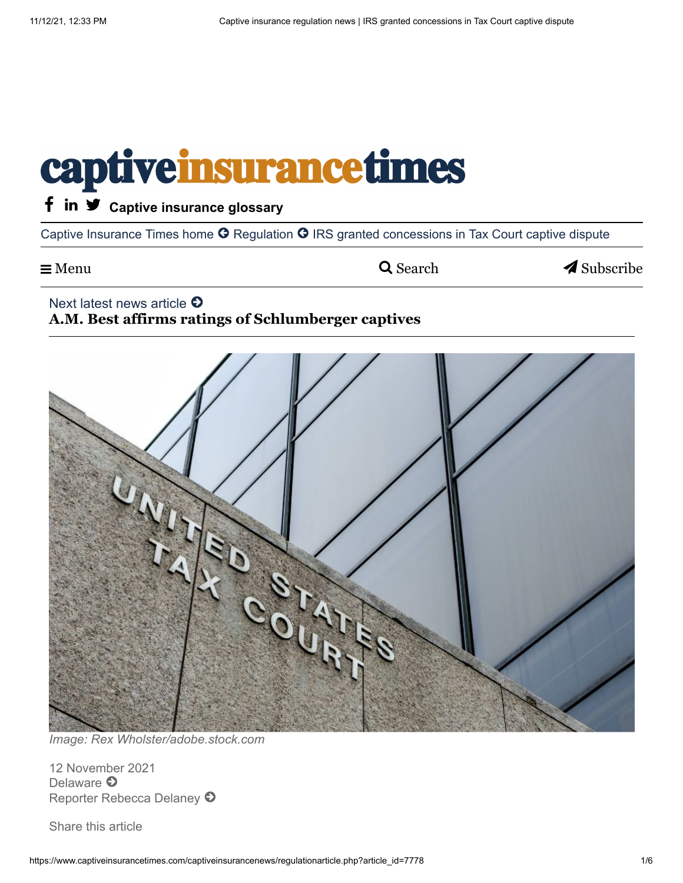# captiveinsurancetimes

Captive insurance glossary

Captive Insurance Times home › Regulation › IRS granted concessions in Tax Court captive dispute

Menu Search Subscribe

Next latest news article

**A.M. Best affirms ratings of Schlumberger captives**

*Image: Rex Wholster/adobe.stock.com*

12 November 2021

Delaware

Reporter Rebecca Delaney

Share this article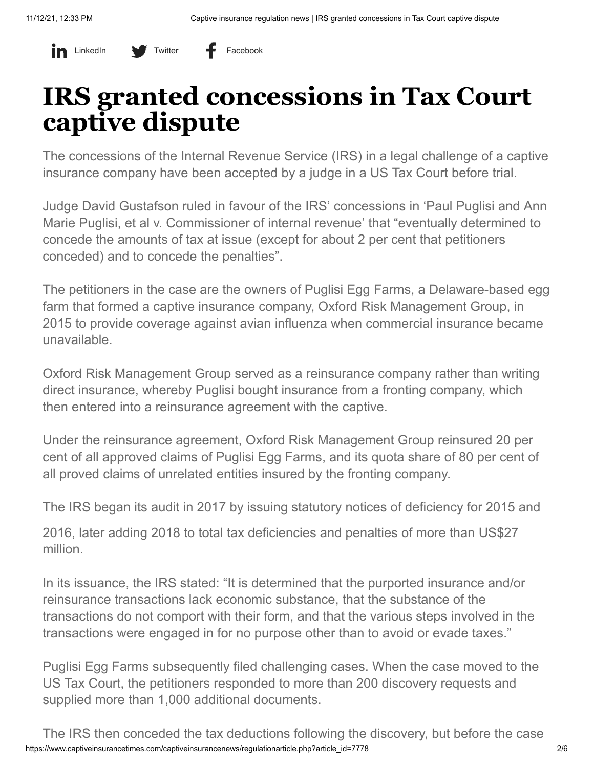LinkedIn Twitter Facebook

# IRS granted concessions in Tax Court captive dispute

The concessions of the Internal Revenue Service (IRS) in a legal challenge of a captive insurance company have been accepted by a judge in a US Tax Court before trial.

Judge David Gustafson ruled in favour of the IRS' concessions in 'Paul Puglisi and Ann Marie Puglisi, et al v. Commissioner of internal revenue' that "eventually determined to concede the amounts of tax at issue (except for about 2 per cent that petitioners conceded) and to concede the penalties".

The petitioners in the case are the owners of Puglisi Egg Farms, a Delaware-based egg farm that formed a captive insurance company, Oxford Risk Management Group, in 2015 to provide coverage against avian influenza when commercial insurance became unavailable.

Oxford Risk Management Group served as a reinsurance company rather than writing direct insurance, whereby Puglisi bought insurance from a fronting company, which then entered into a reinsurance agreement with the captive.

Under the reinsurance agreement, Oxford Risk Management Group reinsured 20 per cent of all approved claims of Puglisi Egg Farms, and its quota share of 80 per cent of all proved claims of unrelated entities insured by the fronting company.

The IRS began its audit in 2017 by issuing statutory notices of deficiency for 2015 and 2016, later adding 2018 to total tax deficiencies and penalties of more than US$27 million.

In its issuance, the IRS stated: "It is determined that the purported insurance and/or reinsurance transactions lack economic substance, that the substance of the transactions do not comport with their form, and that the various steps involved in the transactions were engaged in for no purpose other than to avoid or evade taxes."

Puglisi Egg Farms subsequently filed challenging cases. When the case moved to the US Tax Court, the petitioners responded to more than 200 discovery requests and supplied more than 1,000 additional documents.

The IRS then conceded the tax deductions following the discovery, but before the case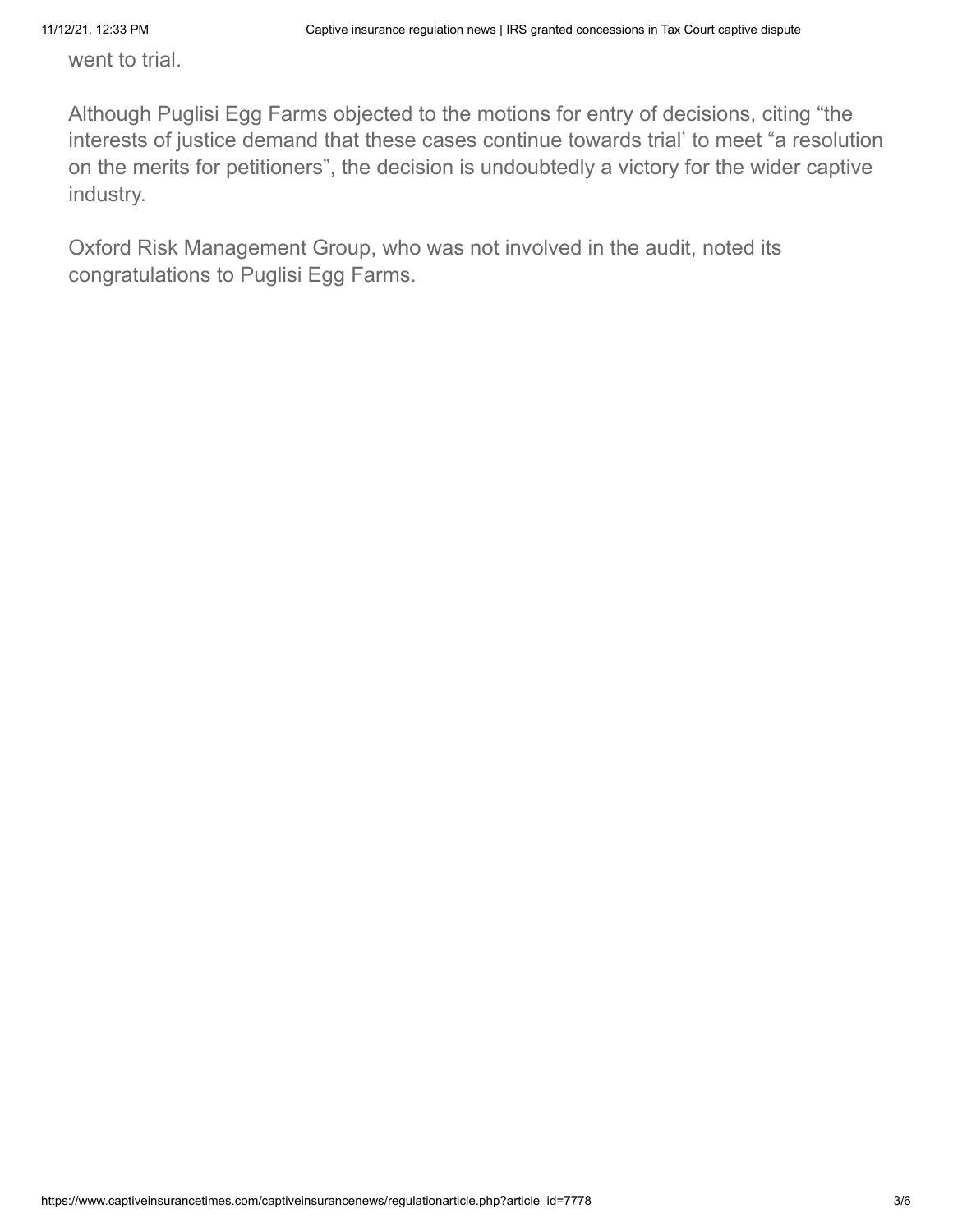went to trial.

Although Puglisi Egg Farms objected to the motions for entry of decisions, citing “the interests of justice demand that these cases continue towards trial’ to meet “a resolution on the merits for petitioners”, the decision is undoubtedly a victory for the wider captive industry.

Oxford Risk Management Group, who was not involved in the audit, noted its congratulations to Puglisi Egg Farms.